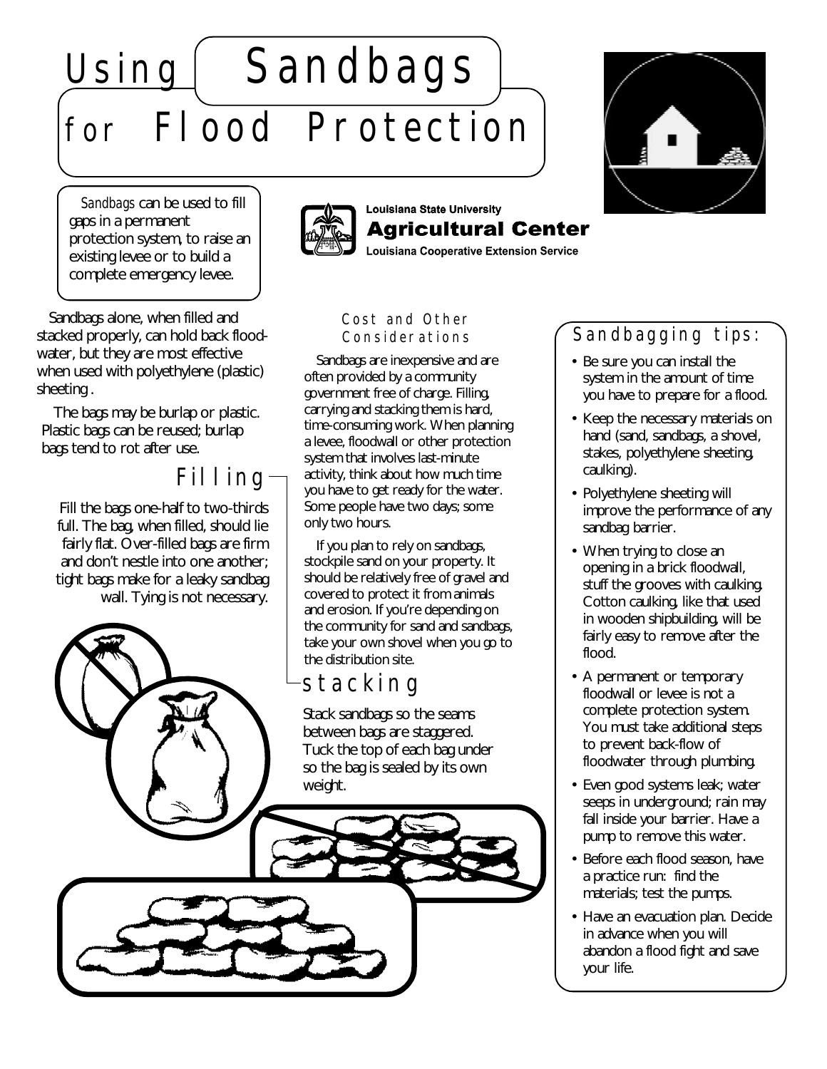# Using Sandbags for Flood Protection

Louisiana State University
**Agricultural Center**
Louisiana Cooperative Extension Service

*Sandbags* can be used to fill gaps in a permanent protection system, to raise an existing levee or to build a complete emergency levee.

Sandbags alone, when filled and stacked properly, can hold back floodwater, but they are most effective when used with polyethylene (plastic) sheeting.

The bags may be burlap or plastic. Plastic bags can be reused; burlap bags tend to rot after use.

## Filling

Fill the bags one-half to two-thirds full. The bag, when filled, should lie fairly flat. Over-filled bags are firm and don't nestle into one another; tight bags make for a leaky sandbag wall. Tying is not necessary.

## Cost and Other Considerations

Sandbags are inexpensive and are often provided by a community government free of charge. Filling, carrying and stacking them is hard, time-consuming work. When planning a levee, floodwall or other protection system that involves last-minute activity, think about how much time you have to get ready for the water. Some people have two days; some only two hours.

If you plan to rely on sandbags, stockpile sand on your property. It should be relatively free of gravel and covered to protect it from animals and erosion. If you're depending on the community for sand and sandbags, take your own shovel when you go to the distribution site.

## stacking

Stack sandbags so the seams between bags are staggered. Tuck the top of each bag under so the bag is sealed by its own weight.

## Sandbagging tips:

- Be sure you can install the system in the amount of time you have to prepare for a flood.
- Keep the necessary materials on hand (sand, sandbags, a shovel, stakes, polyethylene sheeting, caulking).
- Polyethylene sheeting will improve the performance of any sandbag barrier.
- When trying to close an opening in a brick floodwall, stuff the grooves with caulking. Cotton caulking, like that used in wooden shipbuilding, will be fairly easy to remove after the flood.
- A permanent or temporary floodwall or levee is not a complete protection system. You must take additional steps to prevent back-flow of floodwater through plumbing.
- Even good systems leak; water seeps in underground; rain may fall inside your barrier. Have a pump to remove this water.
- Before each flood season, have a practice run: find the materials; test the pumps.
- Have an evacuation plan. Decide in advance when you will abandon a flood fight and save your life.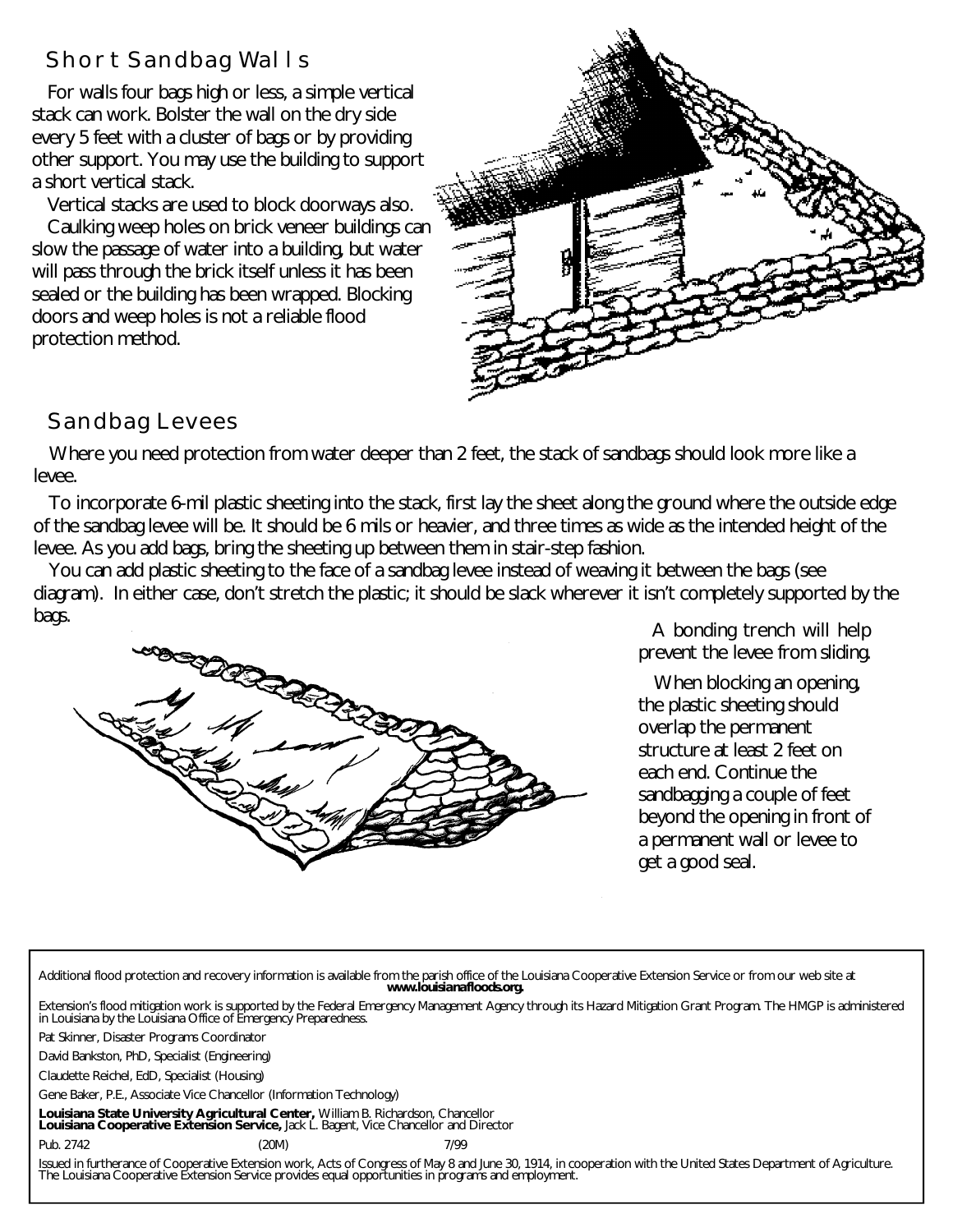## Short Sandbag Walls

For walls four bags high or less, a simple vertical stack can work. Bolster the wall on the dry side every 5 feet with a cluster of bags or by providing other support. You may use the building to support a short vertical stack.

Vertical stacks are used to block doorways also.

Caulking weep holes on brick veneer buildings can slow the passage of water into a building, but water will pass through the brick itself unless it has been sealed or the building has been wrapped. Blocking doors and weep holes is not a reliable flood protection method.

## Sandbag Levees

Where you need protection from water deeper than 2 feet, the stack of sandbags should look more like a levee.

To incorporate 6-mil plastic sheeting into the stack, first lay the sheet along the ground where the outside edge of the sandbag levee will be. It should be 6 mils or heavier, and three times as wide as the intended height of the levee. As you add bags, bring the sheeting up between them in stair-step fashion.

You can add plastic sheeting to the face of a sandbag levee instead of weaving it between the bags (see diagram). In either case, don't stretch the plastic; it should be slack wherever it isn't completely supported by the bags.

A bonding trench will help prevent the levee from sliding.

When blocking an opening, the plastic sheeting should overlap the permanent structure at least 2 feet on each end. Continue the sandbagging a couple of feet beyond the opening in front of a permanent wall or levee to get a good seal.

---

Additional flood protection and recovery information is available from the parish office of the Louisiana Cooperative Extension Service or from our web site at **www.louisianafloods.org.**

Extension's flood mitigation work is supported by the Federal Emergency Management Agency through its Hazard Mitigation Grant Program. The HMGP is administered in Louisiana by the Louisiana Office of Emergency Preparedness.

Pat Skinner, Disaster Programs Coordinator

David Bankston, PhD, Specialist (Engineering)

Claudette Reichel, EdD, Specialist (Housing)

Gene Baker, P.E., Associate Vice Chancellor (Information Technology)

**Louisiana State University Agricultural Center,** William B. Richardson, Chancellor
**Louisiana Cooperative Extension Service,** Jack L. Bagent, Vice Chancellor and Director

Pub. 2742 (20M) 7/99

Issued in furtherance of Cooperative Extension work, Acts of Congress of May 8 and June 30, 1914, in cooperation with the United States Department of Agriculture. The Louisiana Cooperative Extension Service provides equal opportunities in programs and employment.